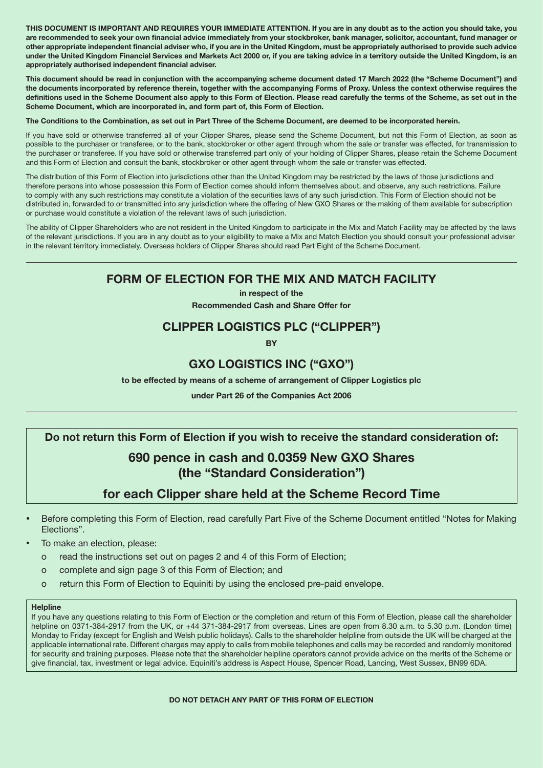**THIS DOCUMENT IS IMPORTANT AND REQUIRES YOUR IMMEDIATE ATTENTION. If you are in any doubt as to the action you should take, you are recommended to seek your own financial advice immediately from your stockbroker, bank manager, solicitor, accountant, fund manager or other appropriate independent financial adviser who, if you are in the United Kingdom, must be appropriately authorised to provide such advice under the United Kingdom Financial Services and Markets Act 2000 or, if you are taking advice in a territory outside the United Kingdom, is an appropriately authorised independent financial adviser.**

**This document should be read in conjunction with the accompanying scheme document dated 17 March 2022 (the "Scheme Document") and the documents incorporated by reference therein, together with the accompanying Forms of Proxy. Unless the context otherwise requires the definitions used in the Scheme Document also apply to this Form of Election. Please read carefully the terms of the Scheme, as set out in the Scheme Document, which are incorporated in, and form part of, this Form of Election.**

**The Conditions to the Combination, as set out in Part Three of the Scheme Document, are deemed to be incorporated herein.**

If you have sold or otherwise transferred all of your Clipper Shares, please send the Scheme Document, but not this Form of Election, as soon as possible to the purchaser or transferee, or to the bank, stockbroker or other agent through whom the sale or transfer was effected, for transmission to the purchaser or transferee. If you have sold or otherwise transferred part only of your holding of Clipper Shares, please retain the Scheme Document and this Form of Election and consult the bank, stockbroker or other agent through whom the sale or transfer was effected.

The distribution of this Form of Election into jurisdictions other than the United Kingdom may be restricted by the laws of those jurisdictions and therefore persons into whose possession this Form of Election comes should inform themselves about, and observe, any such restrictions. Failure to comply with any such restrictions may constitute a violation of the securities laws of any such jurisdiction. This Form of Election should not be distributed in, forwarded to or transmitted into any jurisdiction where the offering of New GXO Shares or the making of them available for subscription or purchase would constitute a violation of the relevant laws of such jurisdiction.

The ability of Clipper Shareholders who are not resident in the United Kingdom to participate in the Mix and Match Facility may be affected by the laws of the relevant jurisdictions. If you are in any doubt as to your eligibility to make a Mix and Match Election you should consult your professional adviser in the relevant territory immediately. Overseas holders of Clipper Shares should read Part Eight of the Scheme Document.

# FORM OF ELECTION FOR THE MIX AND MATCH FACILITY

**in respect of the**

**Recommended Cash and Share Offer for**

## CLIPPER LOGISTICS PLC ("CLIPPER")

**BY**

## GXO LOGISTICS INC ("GXO")

**to be effected by means of a scheme of arrangement of Clipper Logistics plc**

**under Part 26 of the Companies Act 2006**

**Do not return this Form of Election if you wish to receive the standard consideration of:**

## 690 pence in cash and 0.0359 New GXO Shares (the "Standard Consideration")

## for each Clipper share held at the Scheme Record Time

- Before completing this Form of Election, read carefully Part Five of the Scheme Document entitled "Notes for Making Elections".
- To make an election, please:
  - read the instructions set out on pages 2 and 4 of this Form of Election;
  - complete and sign page 3 of this Form of Election; and
  - return this Form of Election to Equiniti by using the enclosed pre-paid envelope.

**Helpline**

If you have any questions relating to this Form of Election or the completion and return of this Form of Election, please call the shareholder helpline on 0371-384-2917 from the UK, or +44 371-384-2917 from overseas. Lines are open from 8.30 a.m. to 5.30 p.m. (London time) Monday to Friday (except for English and Welsh public holidays). Calls to the shareholder helpline from outside the UK will be charged at the applicable international rate. Different charges may apply to calls from mobile telephones and calls may be recorded and randomly monitored for security and training purposes. Please note that the shareholder helpline operators cannot provide advice on the merits of the Scheme or give financial, tax, investment or legal advice. Equiniti's address is Aspect House, Spencer Road, Lancing, West Sussex, BN99 6DA.

**DO NOT DETACH ANY PART OF THIS FORM OF ELECTION**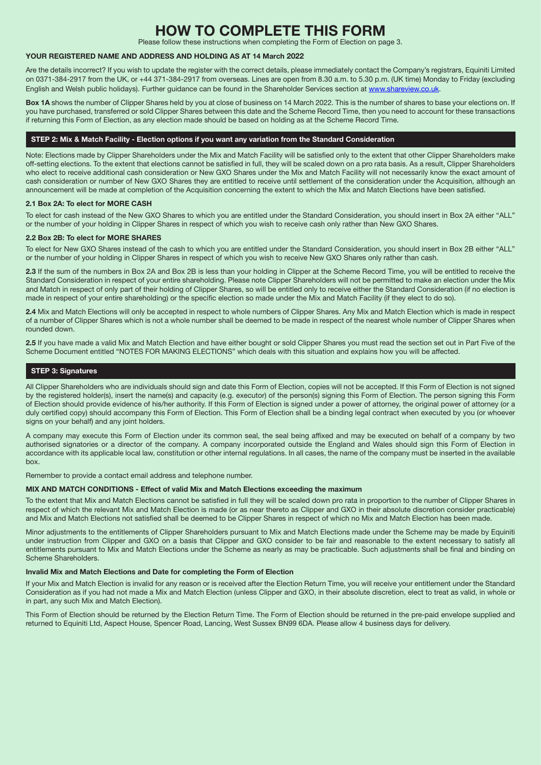# HOW TO COMPLETE THIS FORM

Please follow these instructions when completing the Form of Election on page 3.

### YOUR REGISTERED NAME AND ADDRESS AND HOLDING AS AT 14 March 2022

Are the details incorrect? If you wish to update the register with the correct details, please immediately contact the Company's registrars, Equiniti Limited on 0371-384-2917 from the UK, or +44 371-384-2917 from overseas. Lines are open from 8.30 a.m. to 5.30 p.m. (UK time) Monday to Friday (excluding English and Welsh public holidays). Further guidance can be found in the Shareholder Services section at www.shareview.co.uk.

**Box 1A** shows the number of Clipper Shares held by you at close of business on 14 March 2022. This is the number of shares to base your elections on. If you have purchased, transferred or sold Clipper Shares between this date and the Scheme Record Time, then you need to account for these transactions if returning this Form of Election, as any election made should be based on holding as at the Scheme Record Time.

## STEP 2: Mix & Match Facility - Election options if you want any variation from the Standard Consideration

Note: Elections made by Clipper Shareholders under the Mix and Match Facility will be satisfied only to the extent that other Clipper Shareholders make off-setting elections. To the extent that elections cannot be satisfied in full, they will be scaled down on a pro rata basis. As a result, Clipper Shareholders who elect to receive additional cash consideration or New GXO Shares under the Mix and Match Facility will not necessarily know the exact amount of cash consideration or number of New GXO Shares they are entitled to receive until settlement of the consideration under the Acquisition, although an announcement will be made at completion of the Acquisition concerning the extent to which the Mix and Match Elections have been satisfied.

### 2.1 Box 2A: To elect for MORE CASH

To elect for cash instead of the New GXO Shares to which you are entitled under the Standard Consideration, you should insert in Box 2A either "ALL" or the number of your holding in Clipper Shares in respect of which you wish to receive cash only rather than New GXO Shares.

### 2.2 Box 2B: To elect for MORE SHARES

To elect for New GXO Shares instead of the cash to which you are entitled under the Standard Consideration, you should insert in Box 2B either "ALL" or the number of your holding in Clipper Shares in respect of which you wish to receive New GXO Shares only rather than cash.

**2.3** If the sum of the numbers in Box 2A and Box 2B is less than your holding in Clipper at the Scheme Record Time, you will be entitled to receive the Standard Consideration in respect of your entire shareholding. Please note Clipper Shareholders will not be permitted to make an election under the Mix and Match in respect of only part of their holding of Clipper Shares, so will be entitled only to receive either the Standard Consideration (if no election is made in respect of your entire shareholding) or the specific election so made under the Mix and Match Facility (if they elect to do so).

**2.4** Mix and Match Elections will only be accepted in respect to whole numbers of Clipper Shares. Any Mix and Match Election which is made in respect of a number of Clipper Shares which is not a whole number shall be deemed to be made in respect of the nearest whole number of Clipper Shares when rounded down.

**2.5** If you have made a valid Mix and Match Election and have either bought or sold Clipper Shares you must read the section set out in Part Five of the Scheme Document entitled "NOTES FOR MAKING ELECTIONS" which deals with this situation and explains how you will be affected.

## STEP 3: Signatures

All Clipper Shareholders who are individuals should sign and date this Form of Election, copies will not be accepted. If this Form of Election is not signed by the registered holder(s), insert the name(s) and capacity (e.g. executor) of the person(s) signing this Form of Election. The person signing this Form of Election should provide evidence of his/her authority. If this Form of Election is signed under a power of attorney, the original power of attorney (or a duly certified copy) should accompany this Form of Election. This Form of Election shall be a binding legal contract when executed by you (or whoever signs on your behalf) and any joint holders.

A company may execute this Form of Election under its common seal, the seal being affixed and may be executed on behalf of a company by two authorised signatories or a director of the company. A company incorporated outside the England and Wales should sign this Form of Election in accordance with its applicable local law, constitution or other internal regulations. In all cases, the name of the company must be inserted in the available box.

Remember to provide a contact email address and telephone number.

### MIX AND MATCH CONDITIONS - Effect of valid Mix and Match Elections exceeding the maximum

To the extent that Mix and Match Elections cannot be satisfied in full they will be scaled down pro rata in proportion to the number of Clipper Shares in respect of which the relevant Mix and Match Election is made (or as near thereto as Clipper and GXO in their absolute discretion consider practicable) and Mix and Match Elections not satisfied shall be deemed to be Clipper Shares in respect of which no Mix and Match Election has been made.

Minor adjustments to the entitlements of Clipper Shareholders pursuant to Mix and Match Elections made under the Scheme may be made by Equiniti under instruction from Clipper and GXO on a basis that Clipper and GXO consider to be fair and reasonable to the extent necessary to satisfy all entitlements pursuant to Mix and Match Elections under the Scheme as nearly as may be practicable. Such adjustments shall be final and binding on Scheme Shareholders.

### Invalid Mix and Match Elections and Date for completing the Form of Election

If your Mix and Match Election is invalid for any reason or is received after the Election Return Time, you will receive your entitlement under the Standard Consideration as if you had not made a Mix and Match Election (unless Clipper and GXO, in their absolute discretion, elect to treat as valid, in whole or in part, any such Mix and Match Election).

This Form of Election should be returned by the Election Return Time. The Form of Election should be returned in the pre-paid envelope supplied and returned to Equiniti Ltd, Aspect House, Spencer Road, Lancing, West Sussex BN99 6DA. Please allow 4 business days for delivery.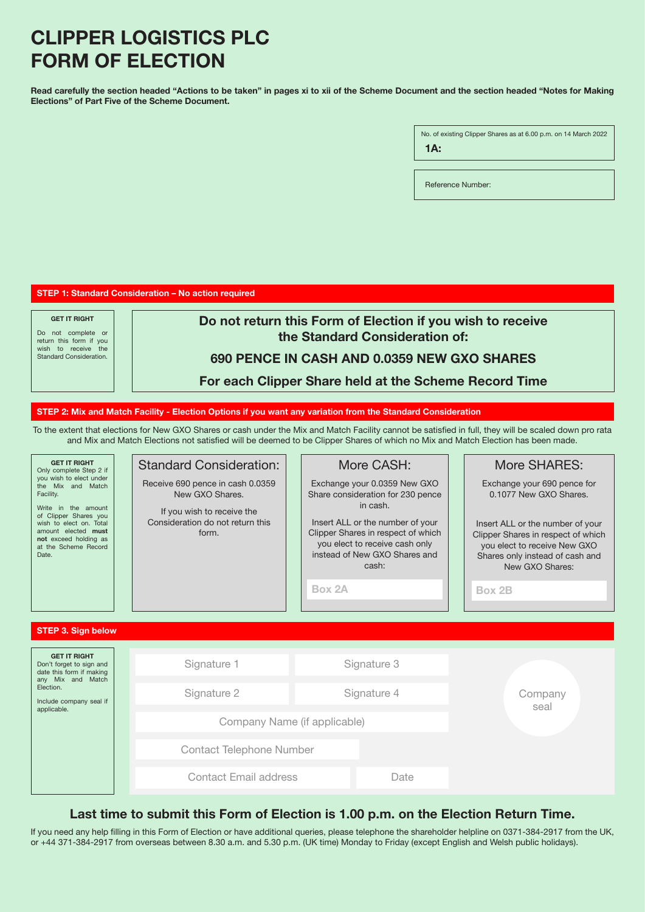# CLIPPER LOGISTICS PLC
# FORM OF ELECTION

**Read carefully the section headed "Actions to be taken" in pages xi to xii of the Scheme Document and the section headed "Notes for Making Elections" of Part Five of the Scheme Document.**

No. of existing Clipper Shares as at 6.00 p.m. on 14 March 2022

**1A:**

Reference Number:

## STEP 1: Standard Consideration – No action required

**GET IT RIGHT**

Do not complete or return this form if you wish to receive the Standard Consideration.

**Do not return this Form of Election if you wish to receive the Standard Consideration of:**

**690 PENCE IN CASH AND 0.0359 NEW GXO SHARES**

**For each Clipper Share held at the Scheme Record Time**

## STEP 2: Mix and Match Facility - Election Options if you want any variation from the Standard Consideration

To the extent that elections for New GXO Shares or cash under the Mix and Match Facility cannot be satisfied in full, they will be scaled down pro rata and Mix and Match Elections not satisfied will be deemed to be Clipper Shares of which no Mix and Match Election has been made.

**GET IT RIGHT**

Only complete Step 2 if you wish to elect under the Mix and Match Facility.

Write in the amount of Clipper Shares you wish to elect on. Total amount elected **must not** exceed holding as at the Scheme Record Date.

### Standard Consideration:

Receive 690 pence in cash 0.0359 New GXO Shares.

If you wish to receive the Consideration do not return this form.

### More CASH:

Exchange your 0.0359 New GXO Share consideration for 230 pence in cash.

Insert ALL or the number of your Clipper Shares in respect of which you elect to receive cash only instead of New GXO Shares and cash:

**Box 2A**

### More SHARES:

Exchange your 690 pence for 0.1077 New GXO Shares.

Insert ALL or the number of your Clipper Shares in respect of which you elect to receive New GXO Shares only instead of cash and New GXO Shares:

**Box 2B**

## STEP 3. Sign below

**GET IT RIGHT**

Don't forget to sign and date this form if making any Mix and Match Election.

Include company seal if applicable.

Signature 1

Signature 3

Signature 2

Signature 4

Company Name (if applicable)

Contact Telephone Number

Contact Email address

Date

Company seal

**Last time to submit this Form of Election is 1.00 p.m. on the Election Return Time.**

If you need any help filling in this Form of Election or have additional queries, please telephone the shareholder helpline on 0371-384-2917 from the UK, or +44 371-384-2917 from overseas between 8.30 a.m. and 5.30 p.m. (UK time) Monday to Friday (except English and Welsh public holidays).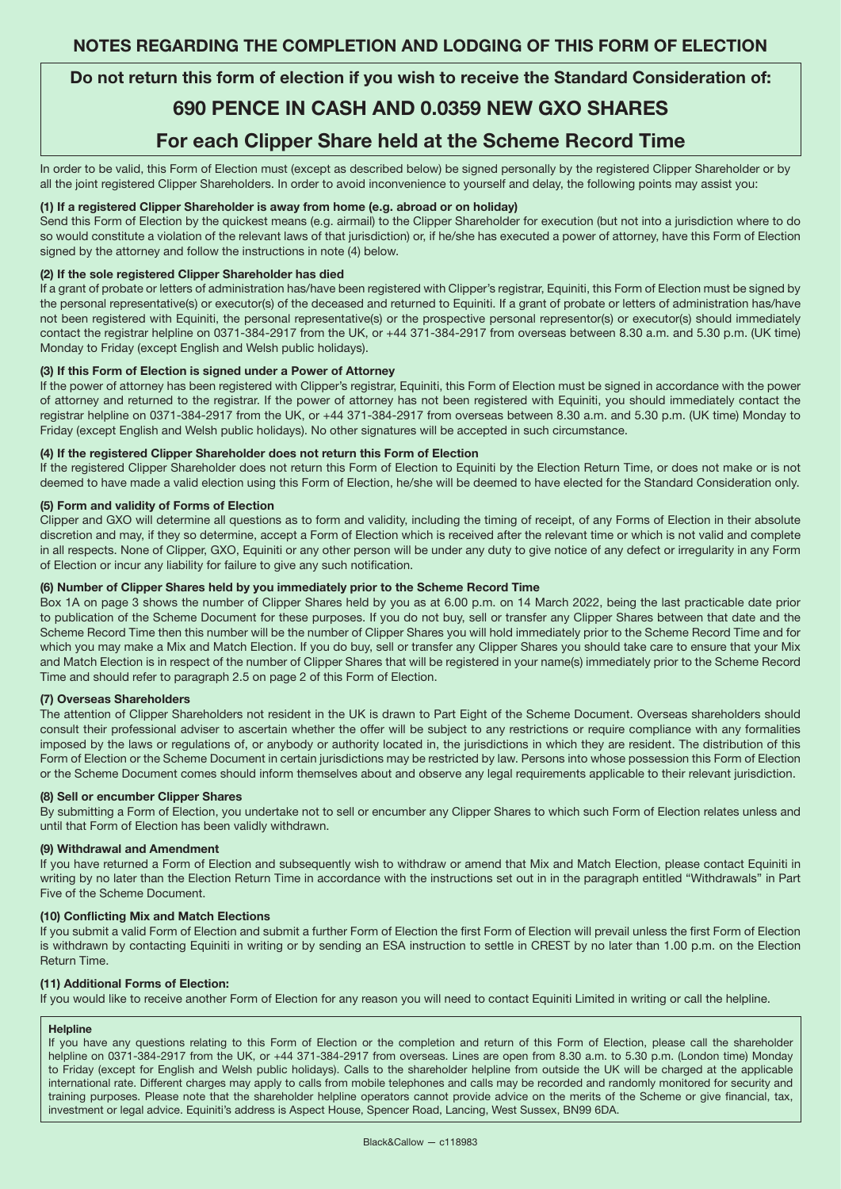## NOTES REGARDING THE COMPLETION AND LODGING OF THIS FORM OF ELECTION

### Do not return this form of election if you wish to receive the Standard Consideration of:

### 690 PENCE IN CASH AND 0.0359 NEW GXO SHARES

### For each Clipper Share held at the Scheme Record Time

In order to be valid, this Form of Election must (except as described below) be signed personally by the registered Clipper Shareholder or by all the joint registered Clipper Shareholders. In order to avoid inconvenience to yourself and delay, the following points may assist you:

**(1) If a registered Clipper Shareholder is away from home (e.g. abroad or on holiday)**

Send this Form of Election by the quickest means (e.g. airmail) to the Clipper Shareholder for execution (but not into a jurisdiction where to do so would constitute a violation of the relevant laws of that jurisdiction) or, if he/she has executed a power of attorney, have this Form of Election signed by the attorney and follow the instructions in note (4) below.

**(2) If the sole registered Clipper Shareholder has died**

If a grant of probate or letters of administration has/have been registered with Clipper's registrar, Equiniti, this Form of Election must be signed by the personal representative(s) or executor(s) of the deceased and returned to Equiniti. If a grant of probate or letters of administration has/have not been registered with Equiniti, the personal representative(s) or the prospective personal representor(s) or executor(s) should immediately contact the registrar helpline on 0371-384-2917 from the UK, or +44 371-384-2917 from overseas between 8.30 a.m. and 5.30 p.m. (UK time) Monday to Friday (except English and Welsh public holidays).

**(3) If this Form of Election is signed under a Power of Attorney**

If the power of attorney has been registered with Clipper's registrar, Equiniti, this Form of Election must be signed in accordance with the power of attorney and returned to the registrar. If the power of attorney has not been registered with Equiniti, you should immediately contact the registrar helpline on 0371-384-2917 from the UK, or +44 371-384-2917 from overseas between 8.30 a.m. and 5.30 p.m. (UK time) Monday to Friday (except English and Welsh public holidays). No other signatures will be accepted in such circumstance.

**(4) If the registered Clipper Shareholder does not return this Form of Election**

If the registered Clipper Shareholder does not return this Form of Election to Equiniti by the Election Return Time, or does not make or is not deemed to have made a valid election using this Form of Election, he/she will be deemed to have elected for the Standard Consideration only.

**(5) Form and validity of Forms of Election**

Clipper and GXO will determine all questions as to form and validity, including the timing of receipt, of any Forms of Election in their absolute discretion and may, if they so determine, accept a Form of Election which is received after the relevant time or which is not valid and complete in all respects. None of Clipper, GXO, Equiniti or any other person will be under any duty to give notice of any defect or irregularity in any Form of Election or incur any liability for failure to give any such notification.

**(6) Number of Clipper Shares held by you immediately prior to the Scheme Record Time**

Box 1A on page 3 shows the number of Clipper Shares held by you as at 6.00 p.m. on 14 March 2022, being the last practicable date prior to publication of the Scheme Document for these purposes. If you do not buy, sell or transfer any Clipper Shares between that date and the Scheme Record Time then this number will be the number of Clipper Shares you will hold immediately prior to the Scheme Record Time and for which you may make a Mix and Match Election. If you do buy, sell or transfer any Clipper Shares you should take care to ensure that your Mix and Match Election is in respect of the number of Clipper Shares that will be registered in your name(s) immediately prior to the Scheme Record Time and should refer to paragraph 2.5 on page 2 of this Form of Election.

**(7) Overseas Shareholders**

The attention of Clipper Shareholders not resident in the UK is drawn to Part Eight of the Scheme Document. Overseas shareholders should consult their professional adviser to ascertain whether the offer will be subject to any restrictions or require compliance with any formalities imposed by the laws or regulations of, or anybody or authority located in, the jurisdictions in which they are resident. The distribution of this Form of Election or the Scheme Document in certain jurisdictions may be restricted by law. Persons into whose possession this Form of Election or the Scheme Document comes should inform themselves about and observe any legal requirements applicable to their relevant jurisdiction.

**(8) Sell or encumber Clipper Shares**

By submitting a Form of Election, you undertake not to sell or encumber any Clipper Shares to which such Form of Election relates unless and until that Form of Election has been validly withdrawn.

**(9) Withdrawal and Amendment**

If you have returned a Form of Election and subsequently wish to withdraw or amend that Mix and Match Election, please contact Equiniti in writing by no later than the Election Return Time in accordance with the instructions set out in in the paragraph entitled "Withdrawals" in Part Five of the Scheme Document.

**(10) Conflicting Mix and Match Elections**

If you submit a valid Form of Election and submit a further Form of Election the first Form of Election will prevail unless the first Form of Election is withdrawn by contacting Equiniti in writing or by sending an ESA instruction to settle in CREST by no later than 1.00 p.m. on the Election Return Time.

**(11) Additional Forms of Election:**

If you would like to receive another Form of Election for any reason you will need to contact Equiniti Limited in writing or call the helpline.

**Helpline**

If you have any questions relating to this Form of Election or the completion and return of this Form of Election, please call the shareholder helpline on 0371-384-2917 from the UK, or +44 371-384-2917 from overseas. Lines are open from 8.30 a.m. to 5.30 p.m. (London time) Monday to Friday (except for English and Welsh public holidays). Calls to the shareholder helpline from outside the UK will be charged at the applicable international rate. Different charges may apply to calls from mobile telephones and calls may be recorded and randomly monitored for security and training purposes. Please note that the shareholder helpline operators cannot provide advice on the merits of the Scheme or give financial, tax, investment or legal advice. Equiniti's address is Aspect House, Spencer Road, Lancing, West Sussex, BN99 6DA.

Black&Callow — c118983